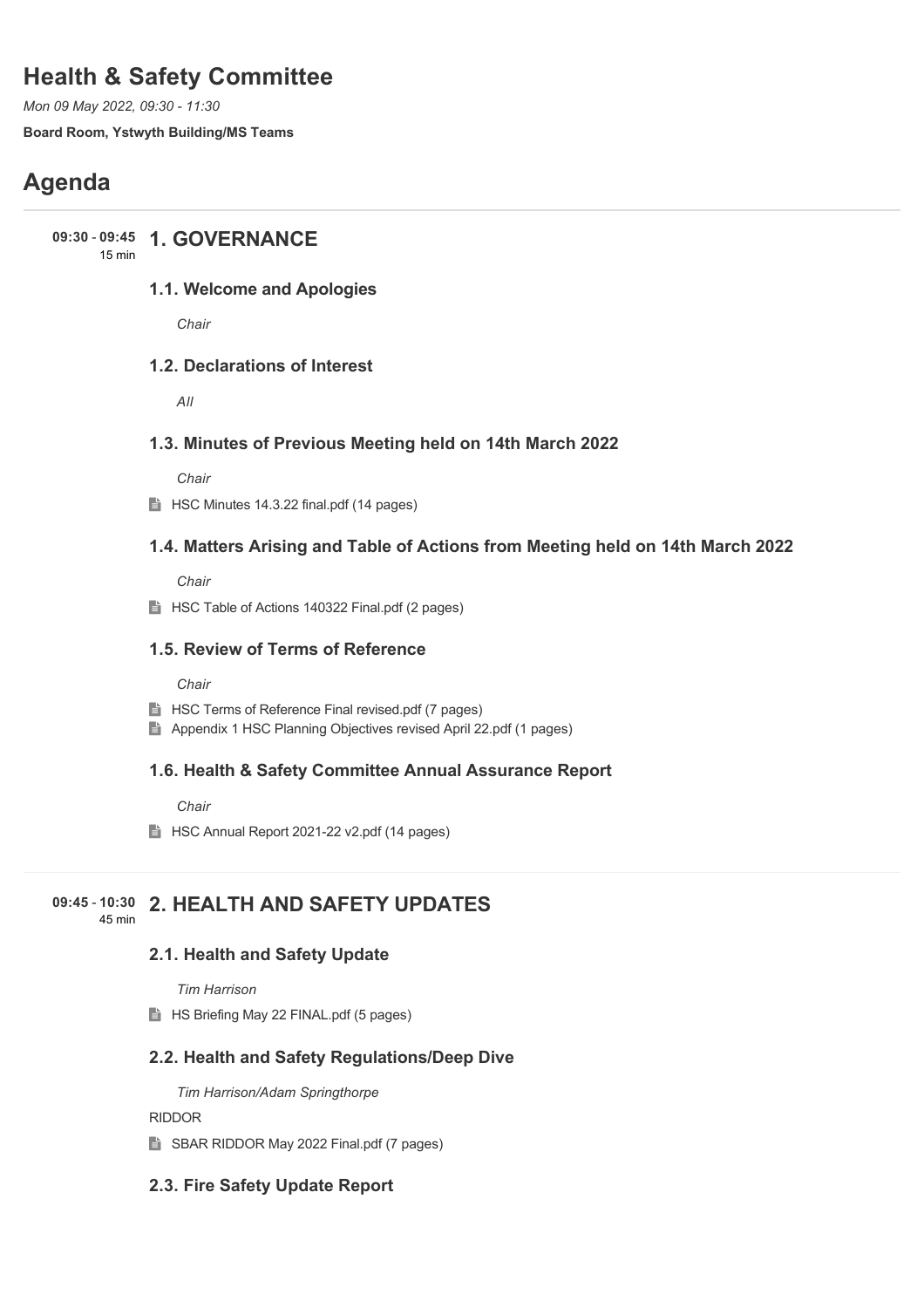# Health & Safety Committee

*Mon 09 May 2022, 09:30 - 11:30*

**Board Room, Ystwyth Building/MS Teams**

# Agenda

**09:30 - 09:45** 15 min

## 1. GOVERNANCE

### 1.1. Welcome and Apologies

*Chair*

### 1.2. Declarations of Interest

*All*

### 1.3. Minutes of Previous Meeting held on 14th March 2022

*Chair*

HSC Minutes 14.3.22 final.pdf (14 pages)

### 1.4. Matters Arising and Table of Actions from Meeting held on 14th March 2022

*Chair*

HSC Table of Actions 140322 Final.pdf (2 pages)

### 1.5. Review of Terms of Reference

*Chair*

HSC Terms of Reference Final revised.pdf (7 pages)

Appendix 1 HSC Planning Objectives revised April 22.pdf (1 pages)

### 1.6. Health & Safety Committee Annual Assurance Report

*Chair*

HSC Annual Report 2021-22 v2.pdf (14 pages)

**09:45 - 10:30** 45 min

## 2. HEALTH AND SAFETY UPDATES

### 2.1. Health and Safety Update

*Tim Harrison*

HS Briefing May 22 FINAL.pdf (5 pages)

### 2.2. Health and Safety Regulations/Deep Dive

*Tim Harrison/Adam Springthorpe*

RIDDOR

SBAR RIDDOR May 2022 Final.pdf (7 pages)

### 2.3. Fire Safety Update Report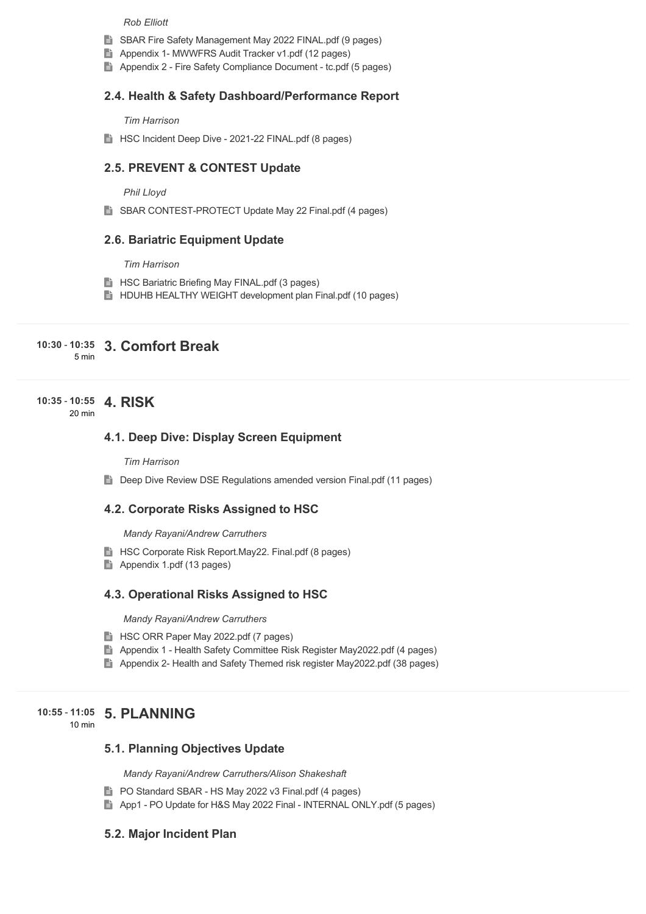*Rob Elliott*

- SBAR Fire Safety Management May 2022 FINAL.pdf (9 pages)
- Appendix 1- MWWFRS Audit Tracker v1.pdf (12 pages)
- Appendix 2 - Fire Safety Compliance Document - tc.pdf (5 pages)

### 2.4. Health & Safety Dashboard/Performance Report

*Tim Harrison*

- HSC Incident Deep Dive - 2021-22 FINAL.pdf (8 pages)

### 2.5. PREVENT & CONTEST Update

*Phil Lloyd*

- SBAR CONTEST-PROTECT Update May 22 Final.pdf (4 pages)

### 2.6. Bariatric Equipment Update

*Tim Harrison*

- HSC Bariatric Briefing May FINAL.pdf (3 pages)
- HDUHB HEALTHY WEIGHT development plan Final.pdf (10 pages)

**10:30 - 10:35** 5 min

## 3. Comfort Break

**10:35 - 10:55** 20 min

## 4. RISK

### 4.1. Deep Dive: Display Screen Equipment

*Tim Harrison*

- Deep Dive Review DSE Regulations amended version Final.pdf (11 pages)

### 4.2. Corporate Risks Assigned to HSC

*Mandy Rayani/Andrew Carruthers*

- HSC Corporate Risk Report.May22. Final.pdf (8 pages)
- Appendix 1.pdf (13 pages)

### 4.3. Operational Risks Assigned to HSC

*Mandy Rayani/Andrew Carruthers*

- HSC ORR Paper May 2022.pdf (7 pages)
- Appendix 1 - Health Safety Committee Risk Register May2022.pdf (4 pages)
- Appendix 2- Health and Safety Themed risk register May2022.pdf (38 pages)

**10:55 - 11:05** 10 min

## 5. PLANNING

### 5.1. Planning Objectives Update

*Mandy Rayani/Andrew Carruthers/Alison Shakeshaft*

- PO Standard SBAR - HS May 2022 v3 Final.pdf (4 pages)
- App1 - PO Update for H&S May 2022 Final - INTERNAL ONLY.pdf (5 pages)

### 5.2. Major Incident Plan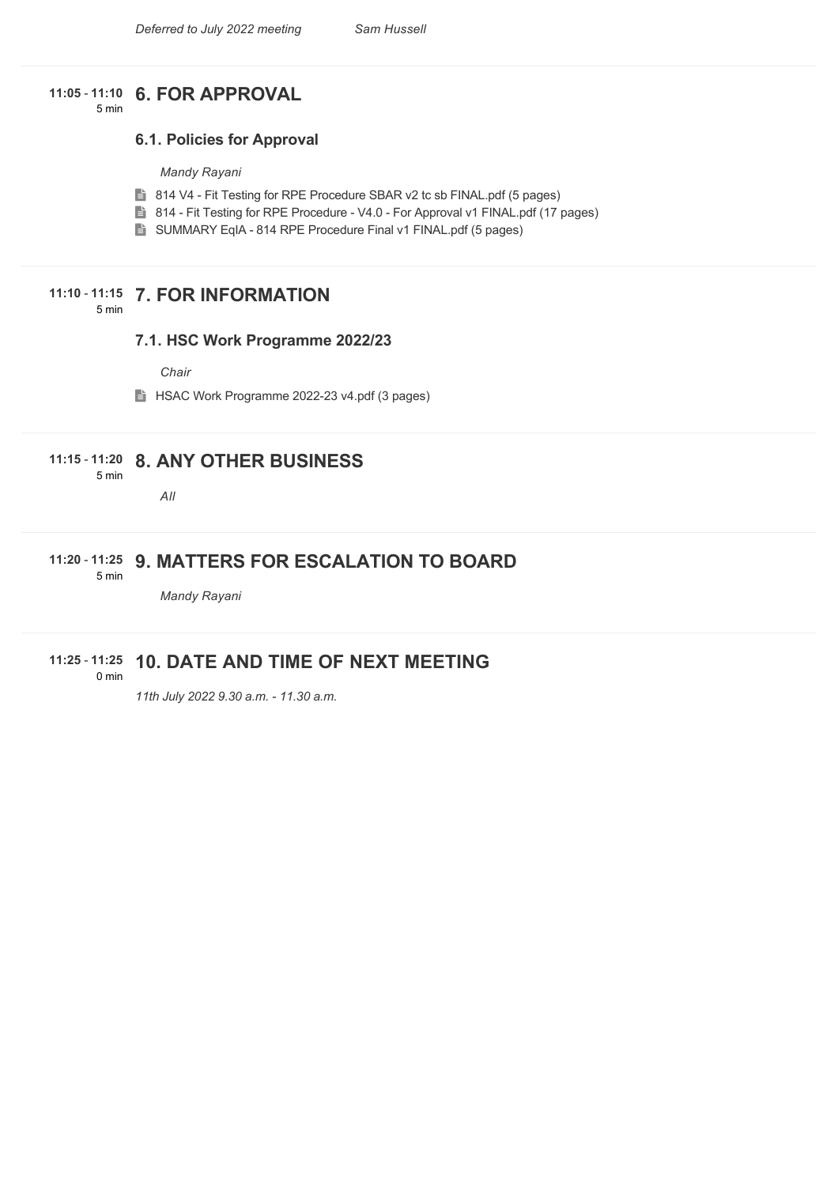*Deferred to July 2022 meeting* *Sam Hussell*

**11:05 - 11:10**
5 min

## 6. FOR APPROVAL

### 6.1. Policies for Approval

*Mandy Rayani*

- 814 V4 - Fit Testing for RPE Procedure SBAR v2 tc sb FINAL.pdf (5 pages)
- 814 - Fit Testing for RPE Procedure - V4.0 - For Approval v1 FINAL.pdf (17 pages)
- SUMMARY EqIA - 814 RPE Procedure Final v1 FINAL.pdf (5 pages)

**11:10 - 11:15**
5 min

## 7. FOR INFORMATION

### 7.1. HSC Work Programme 2022/23

*Chair*

- HSAC Work Programme 2022-23 v4.pdf (3 pages)

**11:15 - 11:20**
5 min

## 8. ANY OTHER BUSINESS

*All*

**11:20 - 11:25**
5 min

## 9. MATTERS FOR ESCALATION TO BOARD

*Mandy Rayani*

**11:25 - 11:25**
0 min

## 10. DATE AND TIME OF NEXT MEETING

*11th July 2022 9.30 a.m. - 11.30 a.m.*